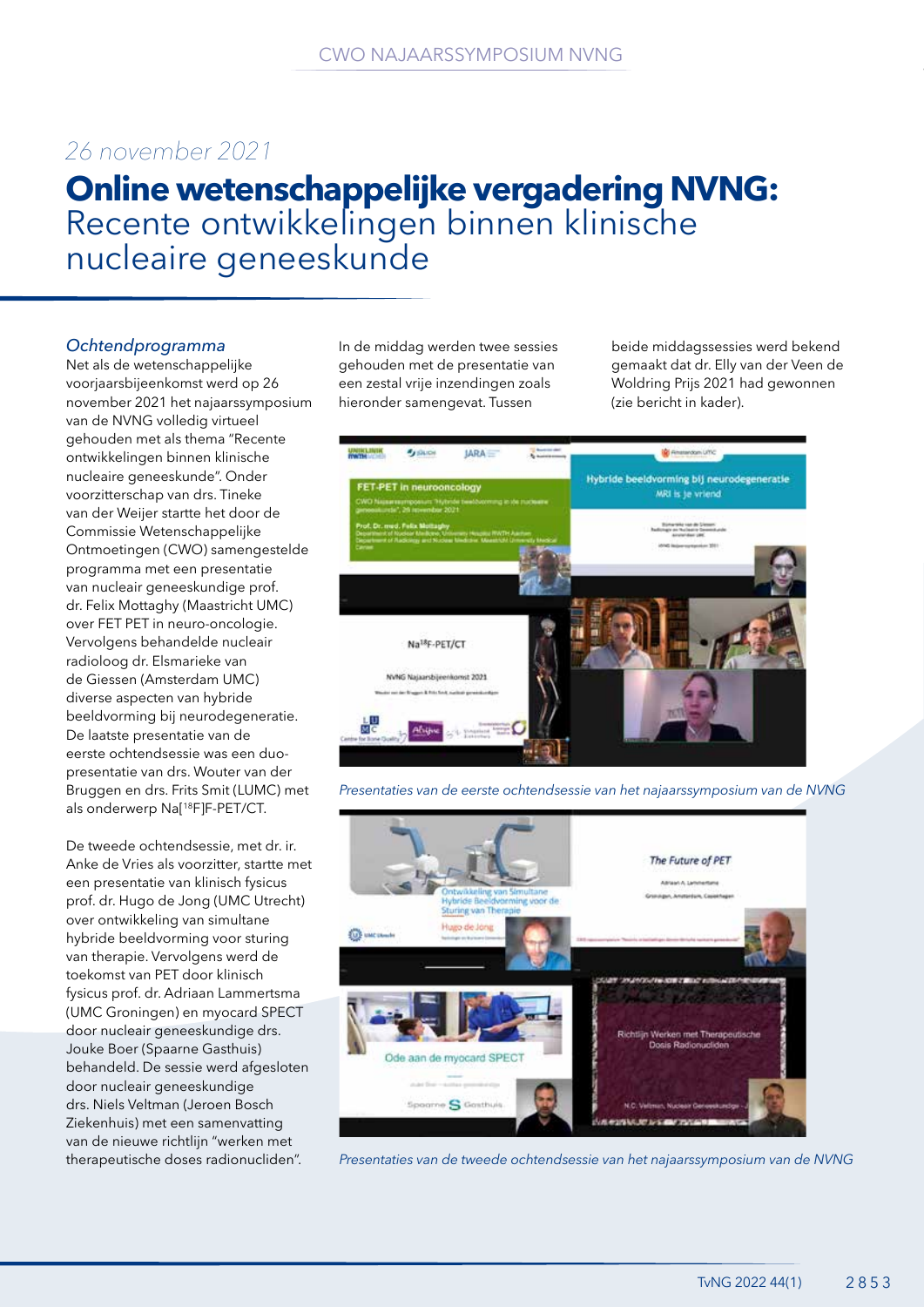*26 november 2021*

# **Online wetenschappelijke vergadering NVNG:** Recente ontwikkelingen binnen klinische nucleaire geneeskunde

### *Ochtendprogramma*

Net als de wetenschappelijke voorjaarsbijeenkomst werd op 26 november 2021 het najaarssymposium van de NVNG volledig virtueel gehouden met als thema "Recente ontwikkelingen binnen klinische nucleaire geneeskunde". Onder voorzitterschap van drs. Tineke van der Weijer startte het door de Commissie Wetenschappelijke Ontmoetingen (CWO) samengestelde programma met een presentatie van nucleair geneeskundige prof. dr. Felix Mottaghy (Maastricht UMC) over FET PET in neuro-oncologie. Vervolgens behandelde nucleair radioloog dr. Elsmarieke van de Giessen (Amsterdam UMC) diverse aspecten van hybride beeldvorming bij neurodegeneratie. De laatste presentatie van de eerste ochtendsessie was een duo-presentatie van drs. Wouter van der Bruggen en drs. Frits Smit (LUMC) met als onderwerp Na[$^{18}$F]F-PET/CT.

De tweede ochtendsessie, met dr. ir. Anke de Vries als voorzitter, startte met een presentatie van klinisch fysicus prof. dr. Hugo de Jong (UMC Utrecht) over ontwikkeling van simultane hybride beeldvorming voor sturing van therapie. Vervolgens werd de toekomst van PET door klinisch fysicus prof. dr. Adriaan Lammertsma (UMC Groningen) en myocard SPECT door nucleair geneeskundige drs. Jouke Boer (Spaarne Gasthuis) behandeld. De sessie werd afgesloten door nucleair geneeskundige drs. Niels Veltman (Jeroen Bosch Ziekenhuis) met een samenvatting van de nieuwe richtlijn "werken met therapeutische doses radionucliden".

In de middag werden twee sessies gehouden met de presentatie van een zestal vrije inzendingen zoals hieronder samengevat. Tussen beide middagssessies werd bekend gemaakt dat dr. Elly van der Veen de Woldring Prijs 2021 had gewonnen (zie bericht in kader).

*Presentaties van de eerste ochtendsessie van het najaarssymposium van de NVNG*

*Presentaties van de tweede ochtendsessie van het najaarssymposium van de NVNG*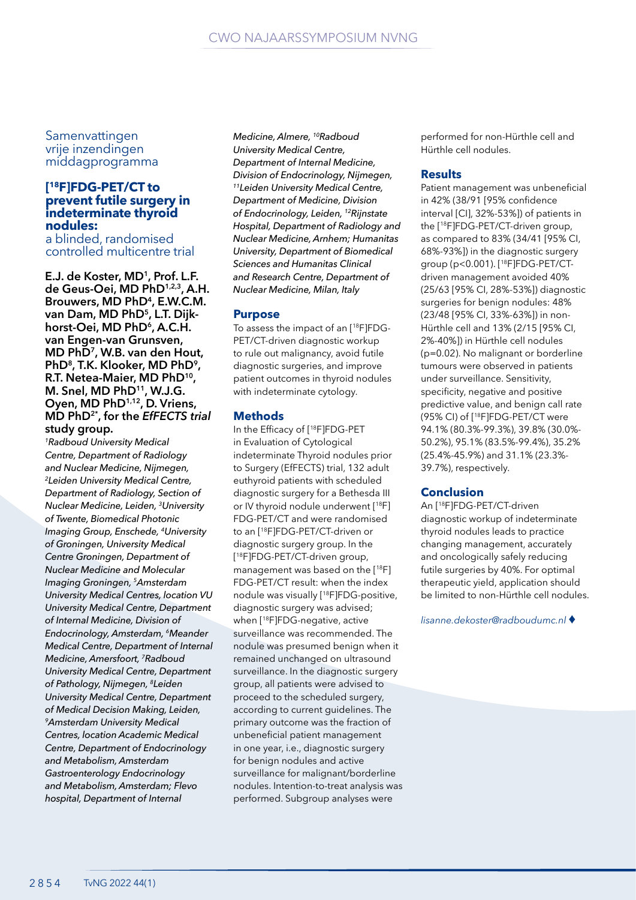Samenvattingen vrije inzendingen middagprogramma

## $[^{18}F]$FDG-PET/CT to prevent futile surgery in indeterminate thyroid nodules:

a blinded, randomised controlled multicentre trial

**E.J. de Koster, MD[1], Prof. L.F. de Geus-Oei, MD PhD[1,2,3], A.H. Brouwers, MD PhD[4], E.W.C.M. van Dam, MD PhD[5], L.T. Dijkhorst-Oei, MD PhD[6], A.C.H. van Engen-van Grunsven, MD PhD[7], W.B. van den Hout, PhD[8], T.K. Klooker, MD PhD[9], R.T. Netea-Maier, MD PhD[10], M. Snel, MD PhD[11], W.J.G. Oyen, MD PhD[1,12], D. Vriens, MD PhD[2*], for the *EfFECTS trial* study group.**

*[1]Radboud University Medical Centre, Department of Radiology and Nuclear Medicine, Nijmegen, [2]Leiden University Medical Centre, Department of Radiology, Section of Nuclear Medicine, Leiden, [3]University of Twente, Biomedical Photonic Imaging Group, Enschede, [4]University of Groningen, University Medical Centre Groningen, Department of Nuclear Medicine and Molecular Imaging Groningen, [5]Amsterdam University Medical Centres, location VU University Medical Centre, Department of Internal Medicine, Division of Endocrinology, Amsterdam, [6]Meander Medical Centre, Department of Internal Medicine, Amersfoort, [7]Radboud University Medical Centre, Department of Pathology, Nijmegen, [8]Leiden University Medical Centre, Department of Medical Decision Making, Leiden, [9]Amsterdam University Medical Centres, location Academic Medical Centre, Department of Endocrinology and Metabolism, Amsterdam Gastroenterology Endocrinology and Metabolism, Amsterdam; Flevo hospital, Department of Internal Medicine, Almere, [10]Radboud University Medical Centre, Department of Internal Medicine, Division of Endocrinology, Nijmegen, [11]Leiden University Medical Centre, Department of Medicine, Division of Endocrinology, Leiden, [12]Rijnstate Hospital, Department of Radiology and Nuclear Medicine, Arnhem; Humanitas University, Department of Biomedical Sciences and Humanitas Clinical and Research Centre, Department of Nuclear Medicine, Milan, Italy*

### Purpose

To assess the impact of an $[^{18}F]$FDG-PET/CT-driven diagnostic workup to rule out malignancy, avoid futile diagnostic surgeries, and improve patient outcomes in thyroid nodules with indeterminate cytology.

### Methods

In the Efficacy of $[^{18}F]$FDG-PET in Evaluation of Cytological indeterminate Thyroid nodules prior to Surgery (EfFECTS) trial, 132 adult euthyroid patients with scheduled diagnostic surgery for a Bethesda III or IV thyroid nodule underwent $[^{18}F]$FDG-PET/CT and were randomised to an $[^{18}F]$FDG-PET/CT-driven or diagnostic surgery group. In the $[^{18}F]$FDG-PET/CT-driven group, management was based on the $[^{18}F]$FDG-PET/CT result: when the index nodule was visually $[^{18}F]$FDG-positive, diagnostic surgery was advised; when $[^{18}F]$FDG-negative, active surveillance was recommended. The nodule was presumed benign when it remained unchanged on ultrasound surveillance. In the diagnostic surgery group, all patients were advised to proceed to the scheduled surgery, according to current guidelines. The primary outcome was the fraction of unbeneficial patient management in one year, i.e., diagnostic surgery for benign nodules and active surveillance for malignant/borderline nodules. Intention-to-treat analysis was performed. Subgroup analyses were performed for non-Hürthle cell and Hürthle cell nodules.

### Results

Patient management was unbeneficial in 42% (38/91 [95% confidence interval [CI], 32%-53%]) of patients in the $[^{18}F]$FDG-PET/CT-driven group, as compared to 83% (34/41 [95% CI, 68%-93%]) in the diagnostic surgery group ($p<0.001$). $[^{18}F]$FDG-PET/CT-driven management avoided 40% (25/63 [95% CI, 28%-53%]) diagnostic surgeries for benign nodules: 48% (23/48 [95% CI, 33%-63%]) in non-Hürthle cell and 13% (2/15 [95% CI, 2%-40%]) in Hürthle cell nodules ($p=0.02$). No malignant or borderline tumours were observed in patients under surveillance. Sensitivity, specificity, negative and positive predictive value, and benign call rate (95% CI) of $[^{18}F]$FDG-PET/CT were 94.1% (80.3%-99.3%), 39.8% (30.0%-50.2%), 95.1% (83.5%-99.4%), 35.2% (25.4%-45.9%) and 31.1% (23.3%-39.7%), respectively.

### Conclusion

An $[^{18}F]$FDG-PET/CT-driven diagnostic workup of indeterminate thyroid nodules leads to practice changing management, accurately and oncologically safely reducing futile surgeries by 40%. For optimal therapeutic yield, application should be limited to non-Hürthle cell nodules.

*lisanne.dekoster@radboudumc.nl* ♦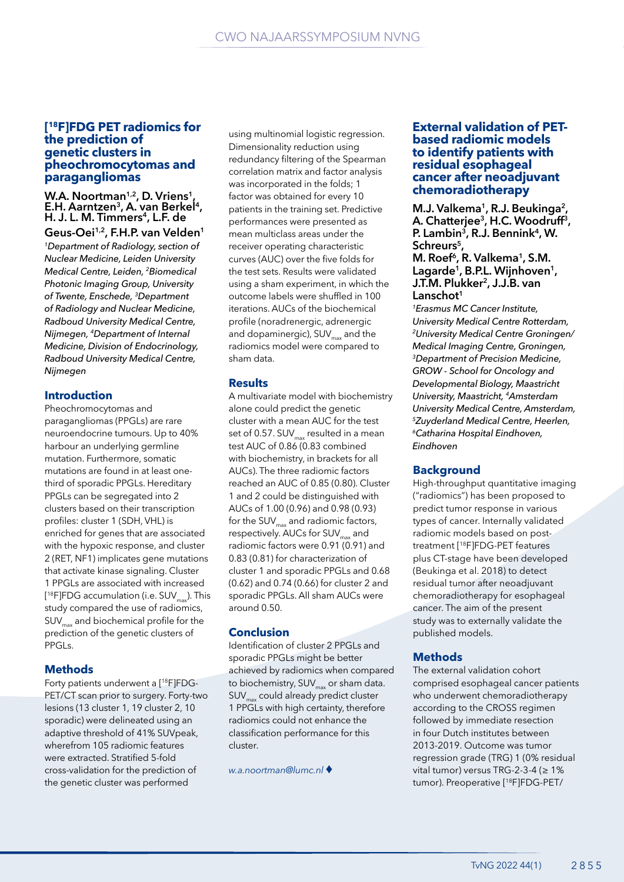## [18F]FDG PET radiomics for the prediction of genetic clusters in pheochromocytomas and paragangliomas

**W.A. Noortman[1,2], D. Vriens[1], E.H. Aarntzen[3], A. van Berkel[4], H. J. L. M. Timmers[4], L.F. de Geus-Oei[1,2], F.H.P. van Velden[1]**

*[1]Department of Radiology, section of Nuclear Medicine, Leiden University Medical Centre, Leiden, [2]Biomedical Photonic Imaging Group, University of Twente, Enschede, [3]Department of Radiology and Nuclear Medicine, Radboud University Medical Centre, Nijmegen, [4]Department of Internal Medicine, Division of Endocrinology, Radboud University Medical Centre, Nijmegen*

### Introduction

Pheochromocytomas and paragangliomas (PPGLs) are rare neuroendocrine tumours. Up to 40% harbour an underlying germline mutation. Furthermore, somatic mutations are found in at least one-third of sporadic PPGLs. Hereditary PPGLs can be segregated into 2 clusters based on their transcription profiles: cluster 1 (SDH, VHL) is enriched for genes that are associated with the hypoxic response, and cluster 2 (RET, NF1) implicates gene mutations that activate kinase signaling. Cluster 1 PPGLs are associated with increased [18F]FDG accumulation (i.e. $SUV_{max}$). This study compared the use of radiomics, $SUV_{max}$ and biochemical profile for the prediction of the genetic clusters of PPGLs.

### Methods

Forty patients underwent a [18F]FDG-PET/CT scan prior to surgery. Forty-two lesions (13 cluster 1, 19 cluster 2, 10 sporadic) were delineated using an adaptive threshold of 41% SUVpeak, wherefrom 105 radiomic features were extracted. Stratified 5-fold cross-validation for the prediction of the genetic cluster was performed using multinomial logistic regression. Dimensionality reduction using redundancy filtering of the Spearman correlation matrix and factor analysis was incorporated in the folds; 1 factor was obtained for every 10 patients in the training set. Predictive performances were presented as mean multiclass areas under the receiver operating characteristic curves (AUC) over the five folds for the test sets. Results were validated using a sham experiment, in which the outcome labels were shuffled in 100 iterations. AUCs of the biochemical profile (noradrenergic, adrenergic and dopaminergic), $SUV_{max}$ and the radiomics model were compared to sham data.

### Results

A multivariate model with biochemistry alone could predict the genetic cluster with a mean AUC for the test set of 0.57. $SUV_{max}$ resulted in a mean test AUC of 0.86 (0.83 combined with biochemistry, in brackets for all AUCs). The three radiomic factors reached an AUC of 0.85 (0.80). Cluster 1 and 2 could be distinguished with AUCs of 1.00 (0.96) and 0.98 (0.93) for the $SUV_{max}$ and radiomic factors, respectively. AUCs for $SUV_{max}$ and radiomic factors were 0.91 (0.91) and 0.83 (0.81) for characterization of cluster 1 and sporadic PPGLs and 0.68 (0.62) and 0.74 (0.66) for cluster 2 and sporadic PPGLs. All sham AUCs were around 0.50.

### Conclusion

Identification of cluster 2 PPGLs and sporadic PPGLs might be better achieved by radiomics when compared to biochemistry, $SUV_{max}$ or sham data. $SUV_{max}$ could already predict cluster 1 PPGLs with high certainty, therefore radiomics could not enhance the classification performance for this cluster.

*w.a.noortman@lumc.nl* ♦

## External validation of PET-based radiomic models to identify patients with residual esophageal cancer after neoadjuvant chemoradiotherapy

**M.J. Valkema[1], R.J. Beukinga[2], A. Chatterjee[3], H.C. Woodruff[3], P. Lambin[3], R.J. Bennink[4], W. Schreurs[5], M. Roef[6], R. Valkema[1], S.M. Lagarde[1], B.P.L. Wijnhoven[1], J.T.M. Plukker[2], J.J.B. van Lanschot[1]**

*[1]Erasmus MC Cancer Institute, University Medical Centre Rotterdam, [2]University Medical Centre Groningen/Medical Imaging Centre, Groningen, [3]Department of Precision Medicine, GROW - School for Oncology and Developmental Biology, Maastricht University, Maastricht, [4]Amsterdam University Medical Centre, Amsterdam, [5]Zuyderland Medical Centre, Heerlen, [6]Catharina Hospital Eindhoven, Eindhoven*

### Background

High-throughput quantitative imaging ("radiomics") has been proposed to predict tumor response in various types of cancer. Internally validated radiomic models based on post-treatment [18F]FDG-PET features plus CT-stage have been developed (Beukinga et al. 2018) to detect residual tumor after neoadjuvant chemoradiotherapy for esophageal cancer. The aim of the present study was to externally validate the published models.

### Methods

The external validation cohort comprised esophageal cancer patients who underwent chemoradiotherapy according to the CROSS regimen followed by immediate resection in four Dutch institutes between 2013-2019. Outcome was tumor regression grade (TRG) 1 (0% residual vital tumor) versus TRG-2-3-4 (≥ 1% tumor). Preoperative [18F]FDG-PET/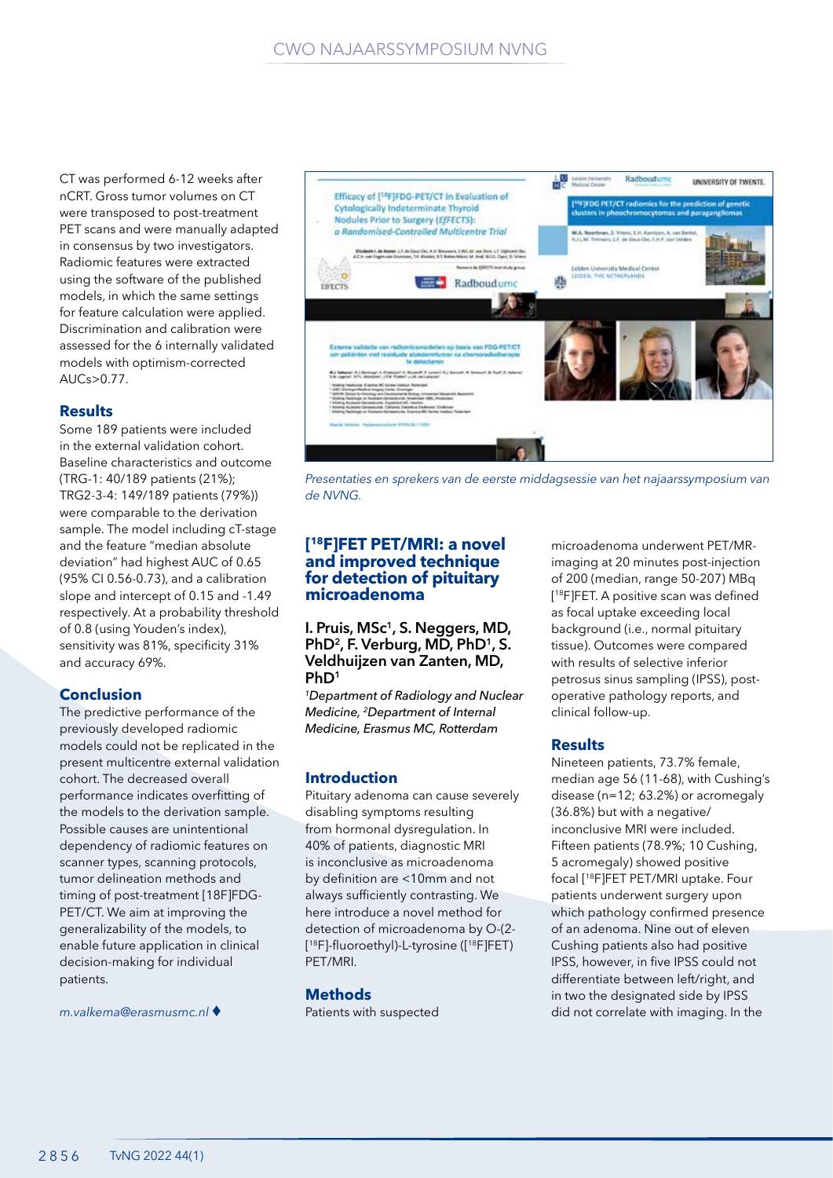CT was performed 6-12 weeks after nCRT. Gross tumor volumes on CT were transposed to post-treatment PET scans and were manually adapted in consensus by two investigators. Radiomic features were extracted using the software of the published models, in which the same settings for feature calculation were applied. Discrimination and calibration were assessed for the 6 internally validated models with optimism-corrected AUCs>0.77.

### Results

Some 189 patients were included in the external validation cohort. Baseline characteristics and outcome (TRG-1: 40/189 patients (21%); TRG2-3-4: 149/189 patients (79%)) were comparable to the derivation sample. The model including cT-stage and the feature "median absolute deviation" had highest AUC of 0.65 (95% CI 0.56-0.73), and a calibration slope and intercept of 0.15 and -1.49 respectively. At a probability threshold of 0.8 (using Youden's index), sensitivity was 81%, specificity 31% and accuracy 69%.

### Conclusion

The predictive performance of the previously developed radiomic models could not be replicated in the present multicentre external validation cohort. The decreased overall performance indicates overfitting of the models to the derivation sample. Possible causes are unintentional dependency of radiomic features on scanner types, scanning protocols, tumor delineation methods and timing of post-treatment [18F]FDG-PET/CT. We aim at improving the generalizability of the models, to enable future application in clinical decision-making for individual patients.

*m.valkema@erasmusmc.nl* ♦

*Presentaties en sprekers van de eerste middagsessie van het najaarssymposium van de NVNG.*

## [$^{18}$F]FET PET/MRI: a novel and improved technique for detection of pituitary microadenoma

**I. Pruis, MSc[1], S. Neggers, MD, PhD[2], F. Verburg, MD, PhD[1], S. Veldhuijzen van Zanten, MD, PhD[1]**

*[1]Department of Radiology and Nuclear Medicine, [2]Department of Internal Medicine, Erasmus MC, Rotterdam*

### Introduction

Pituitary adenoma can cause severely disabling symptoms resulting from hormonal dysregulation. In 40% of patients, diagnostic MRI is inconclusive as microadenoma by definition are <10mm and not always sufficiently contrasting. We here introduce a novel method for detection of microadenoma by O-(2-[$^{18}$F]-fluoroethyl)-L-tyrosine ([$^{18}$F]FET) PET/MRI.

### Methods

Patients with suspected microadenoma underwent PET/MR-imaging at 20 minutes post-injection of 200 (median, range 50-207) MBq [$^{18}$F]FET. A positive scan was defined as focal uptake exceeding local background (i.e., normal pituitary tissue). Outcomes were compared with results of selective inferior petrosus sinus sampling (IPSS), post-operative pathology reports, and clinical follow-up.

### Results

Nineteen patients, 73.7% female, median age 56 (11-68), with Cushing's disease (n=12; 63.2%) or acromegaly (36.8%) but with a negative/inconclusive MRI were included. Fifteen patients (78.9%; 10 Cushing, 5 acromegaly) showed positive focal [$^{18}$F]FET PET/MRI uptake. Four patients underwent surgery upon which pathology confirmed presence of an adenoma. Nine out of eleven Cushing patients also had positive IPSS, however, in five IPSS could not differentiate between left/right, and in two the designated side by IPSS did not correlate with imaging. In the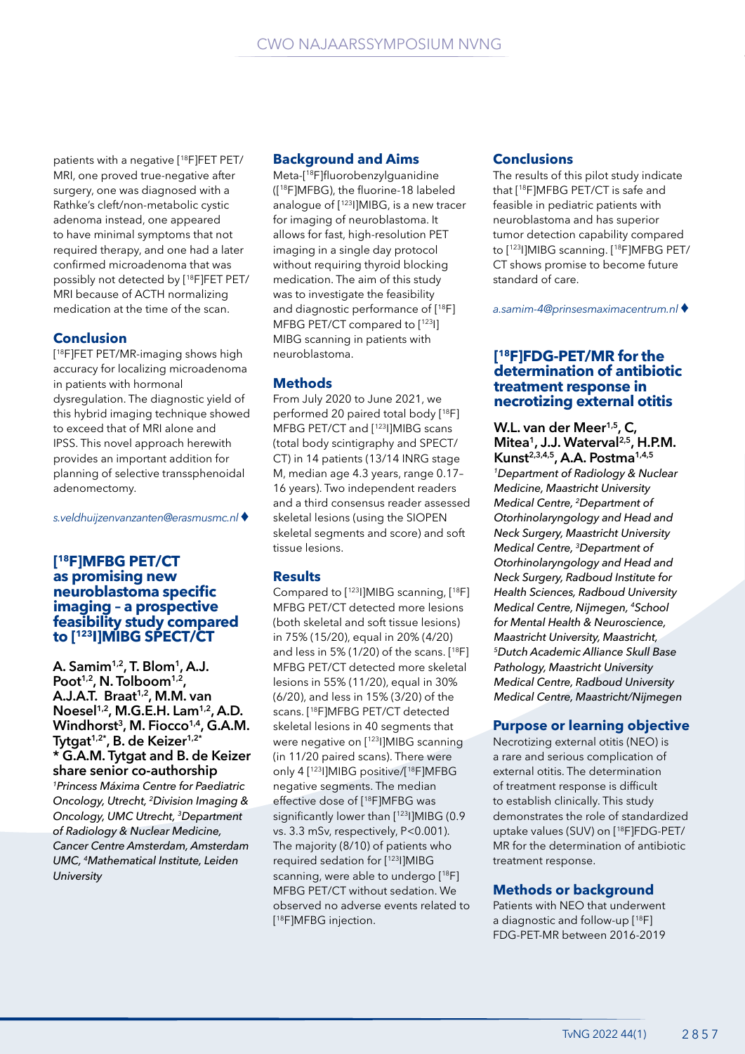patients with a negative [$^{18}$F]FET PET/MRI, one proved true-negative after surgery, one was diagnosed with a Rathke's cleft/non-metabolic cystic adenoma instead, one appeared to have minimal symptoms that not required therapy, and one had a later confirmed microadenoma that was possibly not detected by [$^{18}$F]FET PET/MRI because of ACTH normalizing medication at the time of the scan.

### Conclusion

[$^{18}$F]FET PET/MR-imaging shows high accuracy for localizing microadenoma in patients with hormonal dysregulation. The diagnostic yield of this hybrid imaging technique showed to exceed that of MRI alone and IPSS. This novel approach herewith provides an important addition for planning of selective transsphenoidal adenomectomy.

*s.veldhuijzenvanzanten@erasmusmc.nl* ♦

## [$^{18}$F]MFBG PET/CT as promising new neuroblastoma specific imaging – a prospective feasibility study compared to [$^{123}$I]MIBG SPECT/CT

**A. Samim[1,2], T. Blom[1], A.J. Poot[1,2], N. Tolboom[1,2], A.J.A.T. Braat[1,2], M.M. van Noesel[1,2], M.G.E.H. Lam[1,2], A.D. Windhorst[3], M. Fiocco[1,4], G.A.M. Tytgat[1,2*], B. de Keizer[1,2*]**
**\* G.A.M. Tytgat and B. de Keizer share senior co-authorship**

*[1]Princess Máxima Centre for Paediatric Oncology, Utrecht, [2]Division Imaging & Oncology, UMC Utrecht, [3]Department of Radiology & Nuclear Medicine, Cancer Centre Amsterdam, Amsterdam UMC, [4]Mathematical Institute, Leiden University*

### Background and Aims

Meta-[$^{18}$F]fluorobenzylguanidine ([$^{18}$F]MFBG), the fluorine-18 labeled analogue of [$^{123}$I]MIBG, is a new tracer for imaging of neuroblastoma. It allows for fast, high-resolution PET imaging in a single day protocol without requiring thyroid blocking medication. The aim of this study was to investigate the feasibility and diagnostic performance of [$^{18}$F]MFBG PET/CT compared to [$^{123}$I]MIBG scanning in patients with neuroblastoma.

### Methods

From July 2020 to June 2021, we performed 20 paired total body [$^{18}$F]MFBG PET/CT and [$^{123}$I]MIBG scans (total body scintigraphy and SPECT/CT) in 14 patients (13/14 INRG stage M, median age 4.3 years, range 0.17–16 years). Two independent readers and a third consensus reader assessed skeletal lesions (using the SIOPEN skeletal segments and score) and soft tissue lesions.

### Results

Compared to [$^{123}$I]MIBG scanning, [$^{18}$F]MFBG PET/CT detected more lesions (both skeletal and soft tissue lesions) in 75% (15/20), equal in 20% (4/20) and less in 5% (1/20) of the scans. [$^{18}$F]MFBG PET/CT detected more skeletal lesions in 55% (11/20), equal in 30% (6/20), and less in 15% (3/20) of the scans. [$^{18}$F]MFBG PET/CT detected skeletal lesions in 40 segments that were negative on [$^{123}$I]MIBG scanning (in 11/20 paired scans). There were only 4 [$^{123}$I]MIBG positive/[$^{18}$F]MFBG negative segments. The median effective dose of [$^{18}$F]MFBG was significantly lower than [$^{123}$I]MIBG (0.9 vs. 3.3 mSv, respectively, $P<0.001$). The majority (8/10) of patients who required sedation for [$^{123}$I]MIBG scanning, were able to undergo [$^{18}$F]MFBG PET/CT without sedation. We observed no adverse events related to [$^{18}$F]MFBG injection.

### Conclusions

The results of this pilot study indicate that [$^{18}$F]MFBG PET/CT is safe and feasible in pediatric patients with neuroblastoma and has superior tumor detection capability compared to [$^{123}$I]MIBG scanning. [$^{18}$F]MFBG PET/CT shows promise to become future standard of care.

*a.samim-4@prinsesmaximacentrum.nl* ♦

## [$^{18}$F]FDG-PET/MR for the determination of antibiotic treatment response in necrotizing external otitis

**W.L. van der Meer[1,5], C, Mitea[1], J.J. Waterval[2,5], H.P.M. Kunst[2,3,4,5], A.A. Postma[1,4,5]**

*[1]Department of Radiology & Nuclear Medicine, Maastricht University Medical Centre, [2]Department of Otorhinolaryngology and Head and Neck Surgery, Maastricht University Medical Centre, [3]Department of Otorhinolaryngology and Head and Neck Surgery, Radboud Institute for Health Sciences, Radboud University Medical Centre, Nijmegen, [4]School for Mental Health & Neuroscience, Maastricht University, Maastricht, [5]Dutch Academic Alliance Skull Base Pathology, Maastricht University Medical Centre, Radboud University Medical Centre, Maastricht/Nijmegen*

### Purpose or learning objective

Necrotizing external otitis (NEO) is a rare and serious complication of external otitis. The determination of treatment response is difficult to establish clinically. This study demonstrates the role of standardized uptake values (SUV) on [$^{18}$F]FDG-PET/MR for the determination of antibiotic treatment response.

### Methods or background

Patients with NEO that underwent a diagnostic and follow-up [$^{18}$F]FDG-PET-MR between 2016-2019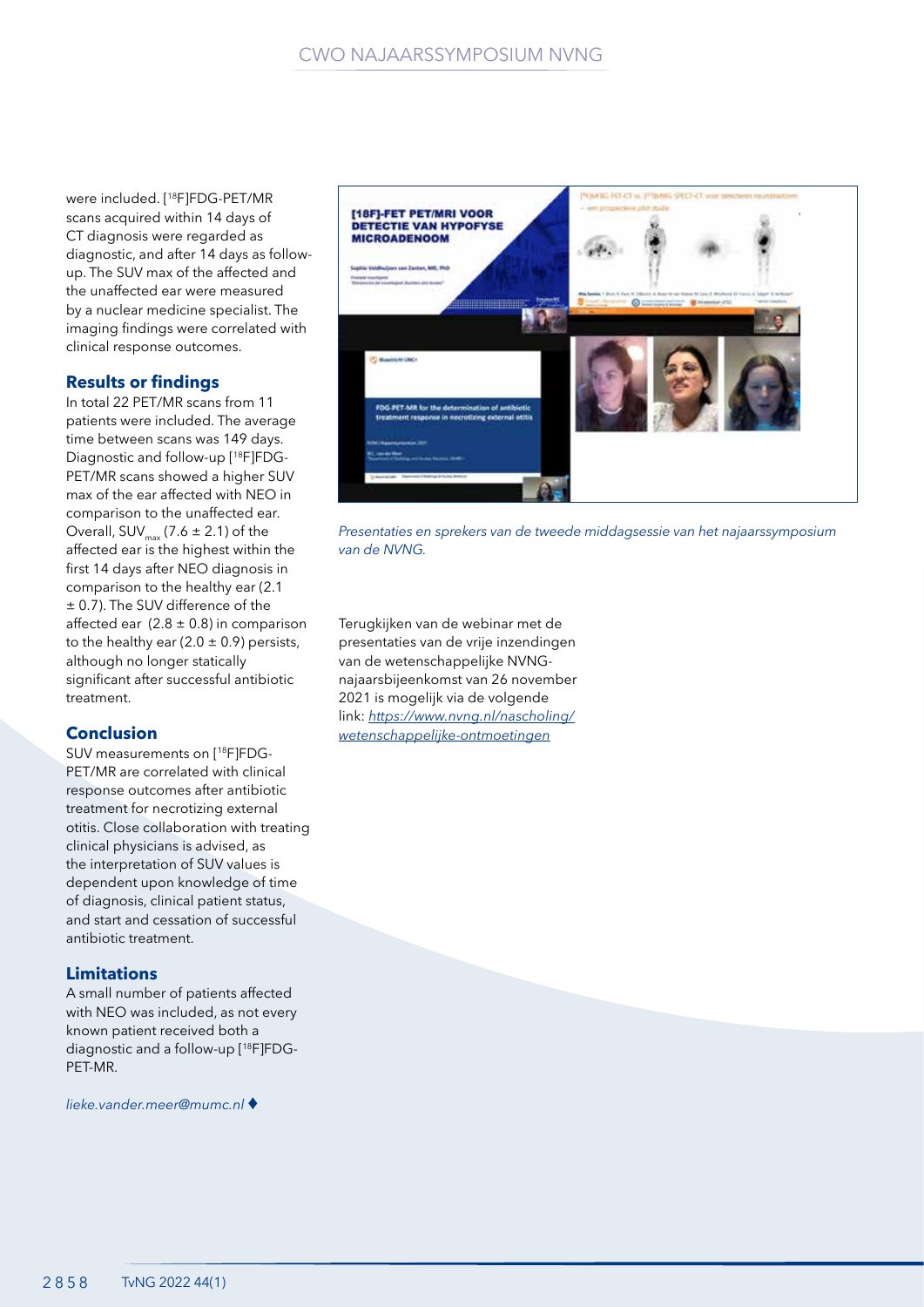were included. [$^{18}$F]FDG-PET/MR scans acquired within 14 days of CT diagnosis were regarded as diagnostic, and after 14 days as follow-up. The SUV max of the affected and the unaffected ear were measured by a nuclear medicine specialist. The imaging findings were correlated with clinical response outcomes.

### Results or findings

In total 22 PET/MR scans from 11 patients were included. The average time between scans was 149 days. Diagnostic and follow-up [$^{18}$F]FDG-PET/MR scans showed a higher SUV max of the ear affected with NEO in comparison to the unaffected ear. Overall, $SUV_{max}$ (7.6 ± 2.1) of the affected ear is the highest within the first 14 days after NEO diagnosis in comparison to the healthy ear (2.1 ± 0.7). The SUV difference of the affected ear (2.8 ± 0.8) in comparison to the healthy ear (2.0 ± 0.9) persists, although no longer statically significant after successful antibiotic treatment.

### Conclusion

SUV measurements on [$^{18}$F]FDG-PET/MR are correlated with clinical response outcomes after antibiotic treatment for necrotizing external otitis. Close collaboration with treating clinical physicians is advised, as the interpretation of SUV values is dependent upon knowledge of time of diagnosis, clinical patient status, and start and cessation of successful antibiotic treatment.

### Limitations

A small number of patients affected with NEO was included, as not every known patient received both a diagnostic and a follow-up [$^{18}$F]FDG-PET-MR.

*lieke.vander.meer@mumc.nl* ♦

*Presentaties en sprekers van de tweede middagsessie van het najaarssymposium van de NVNG.*

Terugkijken van de webinar met de presentaties van de vrije inzendingen van de wetenschappelijke NVNG-najaarsbijeenkomst van 26 november 2021 is mogelijk via de volgende link: *https://www.nvng.nl/nascholing/wetenschappelijke-ontmoetingen*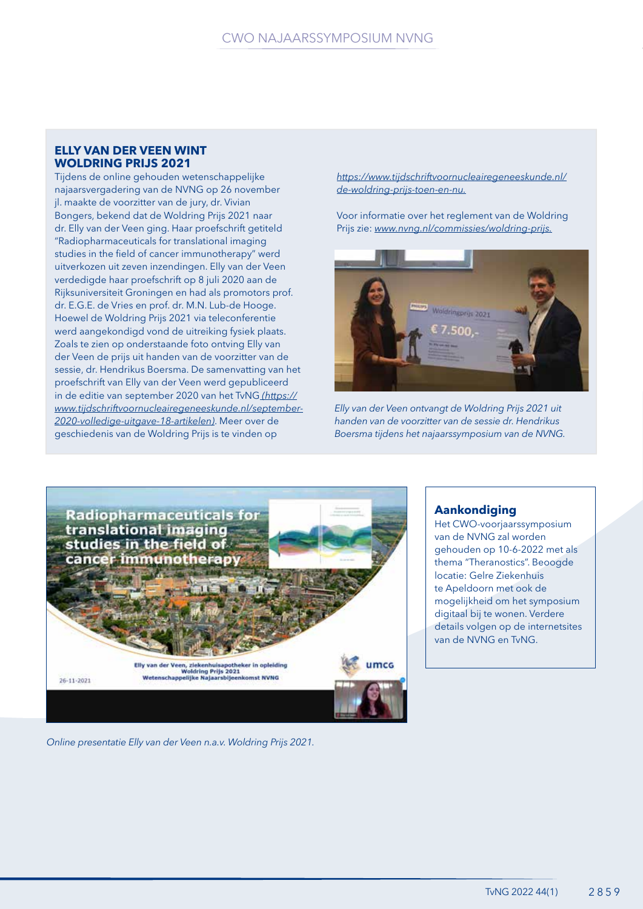## ELLY VAN DER VEEN WINT WOLDRING PRIJS 2021

Tijdens de online gehouden wetenschappelijke najaarsvergadering van de NVNG op 26 november jl. maakte de voorzitter van de jury, dr. Vivian Bongers, bekend dat de Woldring Prijs 2021 naar dr. Elly van der Veen ging. Haar proefschrift getiteld "Radiopharmaceuticals for translational imaging studies in the field of cancer immunotherapy" werd uitverkozen uit zeven inzendingen. Elly van der Veen verdedigde haar proefschrift op 8 juli 2020 aan de Rijksuniversiteit Groningen en had als promotors prof. dr. E.G.E. de Vries en prof. dr. M.N. Lub-de Hooge. Hoewel de Woldring Prijs 2021 via teleconferentie werd aangekondigd vond de uitreiking fysiek plaats. Zoals te zien op onderstaande foto ontving Elly van der Veen de prijs uit handen van de voorzitter van de sessie, dr. Hendrikus Boersma. De samenvatting van het proefschrift van Elly van der Veen werd gepubliceerd in de editie van september 2020 van het TvNG *(https://www.tijdschriftvoornucleairegeneeskunde.nl/september-2020-volledige-uitgave-18-artikelen)*. Meer over de geschiedenis van de Woldring Prijs is te vinden op *https://www.tijdschriftvoornucleairegeneeskunde.nl/de-woldring-prijs-toen-en-nu.*

Voor informatie over het reglement van de Woldring Prijs zie: *www.nvng.nl/commissies/woldring-prijs.*

*Elly van der Veen ontvangt de Woldring Prijs 2021 uit handen van de voorzitter van de sessie dr. Hendrikus Boersma tijdens het najaarssymposium van de NVNG.*

*Online presentatie Elly van der Veen n.a.v. Woldring Prijs 2021.*

### Aankondiging

Het CWO-voorjaarssymposium van de NVNG zal worden gehouden op 10-6-2022 met als thema "Theranostics". Beoogde locatie: Gelre Ziekenhuis te Apeldoorn met ook de mogelijkheid om het symposium digitaal bij te wonen. Verdere details volgen op de internetsites van de NVNG en TvNG.